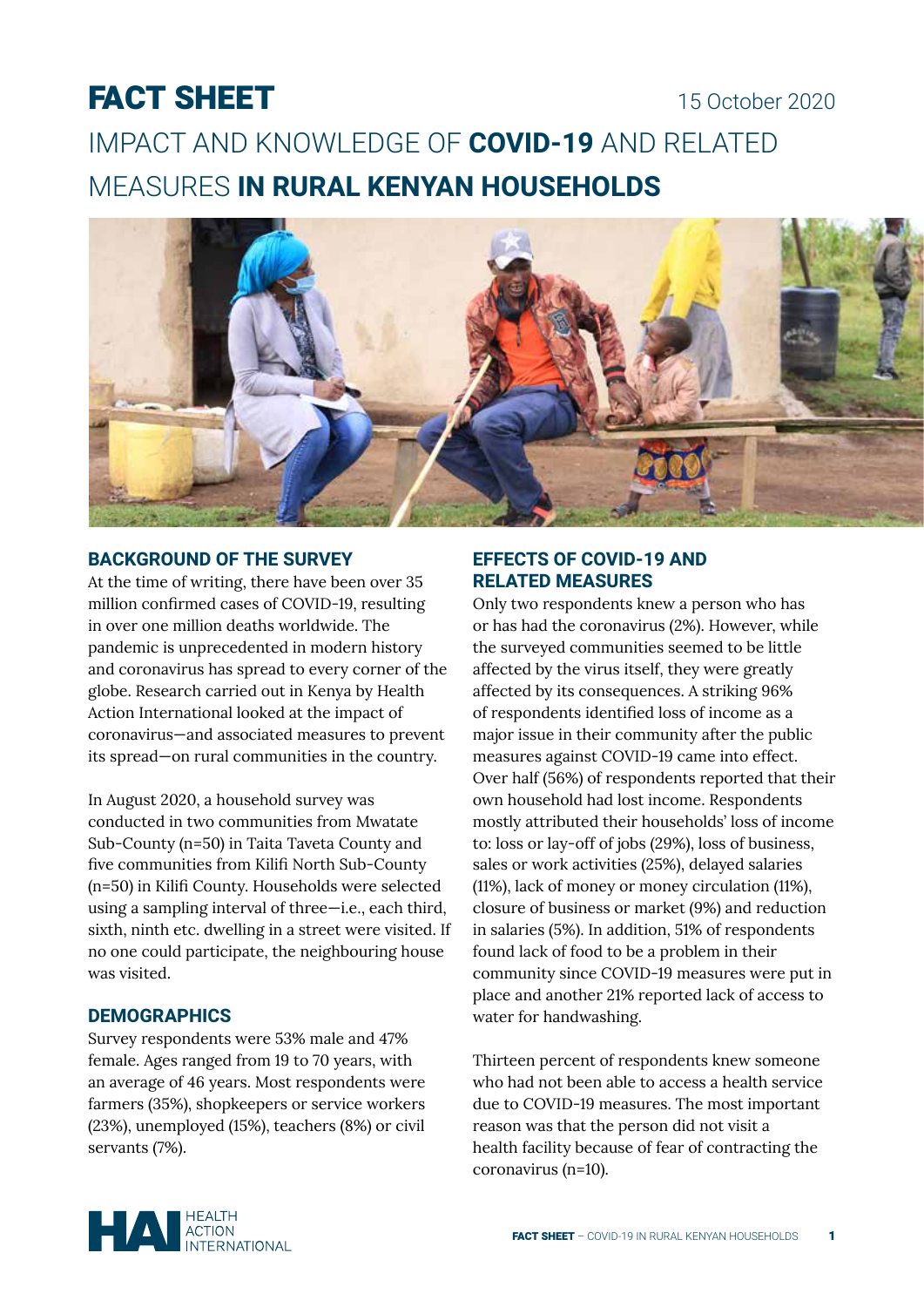# FACT SHEET

15 October 2020

# IMPACT AND KNOWLEDGE OF **COVID-19** AND RELATED MEASURES **IN RURAL KENYAN HOUSEHOLDS**

## BACKGROUND OF THE SURVEY

At the time of writing, there have been over 35 million confirmed cases of COVID-19, resulting in over one million deaths worldwide. The pandemic is unprecedented in modern history and coronavirus has spread to every corner of the globe. Research carried out in Kenya by Health Action International looked at the impact of coronavirus—and associated measures to prevent its spread—on rural communities in the country.

In August 2020, a household survey was conducted in two communities from Mwatate Sub-County (n=50) in Taita Taveta County and five communities from Kilifi North Sub-County (n=50) in Kilifi County. Households were selected using a sampling interval of three—i.e., each third, sixth, ninth etc. dwelling in a street were visited. If no one could participate, the neighbouring house was visited.

## DEMOGRAPHICS

Survey respondents were 53% male and 47% female. Ages ranged from 19 to 70 years, with an average of 46 years. Most respondents were farmers (35%), shopkeepers or service workers (23%), unemployed (15%), teachers (8%) or civil servants (7%).

## EFFECTS OF COVID-19 AND RELATED MEASURES

Only two respondents knew a person who has or has had the coronavirus (2%). However, while the surveyed communities seemed to be little affected by the virus itself, they were greatly affected by its consequences. A striking 96% of respondents identified loss of income as a major issue in their community after the public measures against COVID-19 came into effect. Over half (56%) of respondents reported that their own household had lost income. Respondents mostly attributed their households' loss of income to: loss or lay-off of jobs (29%), loss of business, sales or work activities (25%), delayed salaries (11%), lack of money or money circulation (11%), closure of business or market (9%) and reduction in salaries (5%). In addition, 51% of respondents found lack of food to be a problem in their community since COVID-19 measures were put in place and another 21% reported lack of access to water for handwashing.

Thirteen percent of respondents knew someone who had not been able to access a health service due to COVID-19 measures. The most important reason was that the person did not visit a health facility because of fear of contracting the coronavirus (n=10).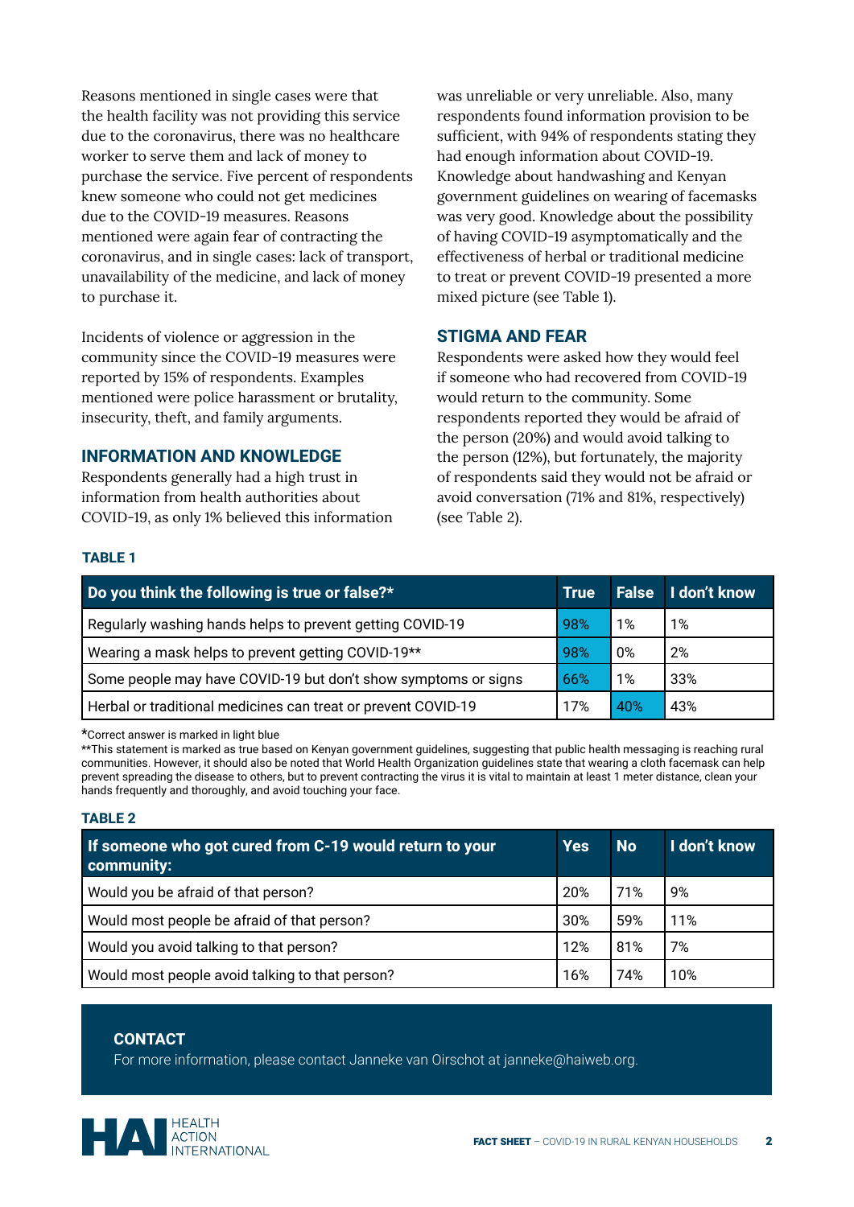Reasons mentioned in single cases were that the health facility was not providing this service due to the coronavirus, there was no healthcare worker to serve them and lack of money to purchase the service. Five percent of respondents knew someone who could not get medicines due to the COVID-19 measures. Reasons mentioned were again fear of contracting the coronavirus, and in single cases: lack of transport, unavailability of the medicine, and lack of money to purchase it.

Incidents of violence or aggression in the community since the COVID-19 measures were reported by 15% of respondents. Examples mentioned were police harassment or brutality, insecurity, theft, and family arguments.

## INFORMATION AND KNOWLEDGE

Respondents generally had a high trust in information from health authorities about COVID-19, as only 1% believed this information was unreliable or very unreliable. Also, many respondents found information provision to be sufficient, with 94% of respondents stating they had enough information about COVID-19. Knowledge about handwashing and Kenyan government guidelines on wearing of facemasks was very good. Knowledge about the possibility of having COVID-19 asymptomatically and the effectiveness of herbal or traditional medicine to treat or prevent COVID-19 presented a more mixed picture (see Table 1).

## STIGMA AND FEAR

Respondents were asked how they would feel if someone who had recovered from COVID-19 would return to the community. Some respondents reported they would be afraid of the person (20%) and would avoid talking to the person (12%), but fortunately, the majority of respondents said they would not be afraid or avoid conversation (71% and 81%, respectively) (see Table 2).

**TABLE 1**

| Do you think the following is true or false?* | True | False | I don't know |
|---|---|---|---|
| Regularly washing hands helps to prevent getting COVID-19 | 98% | 1% | 1% |
| Wearing a mask helps to prevent getting COVID-19** | 98% | 0% | 2% |
| Some people may have COVID-19 but don't show symptoms or signs | 66% | 1% | 33% |
| Herbal or traditional medicines can treat or prevent COVID-19 | 17% | 40% | 43% |

*Correct answer is marked in light blue

**This statement is marked as true based on Kenyan government guidelines, suggesting that public health messaging is reaching rural communities. However, it should also be noted that World Health Organization guidelines state that wearing a cloth facemask can help prevent spreading the disease to others, but to prevent contracting the virus it is vital to maintain at least 1 meter distance, clean your hands frequently and thoroughly, and avoid touching your face.

**TABLE 2**

| If someone who got cured from C-19 would return to your community: | Yes | No | I don't know |
|---|---|---|---|
| Would you be afraid of that person? | 20% | 71% | 9% |
| Would most people be afraid of that person? | 30% | 59% | 11% |
| Would you avoid talking to that person? | 12% | 81% | 7% |
| Would most people avoid talking to that person? | 16% | 74% | 10% |

## CONTACT

For more information, please contact Janneke van Oirschot at janneke@haiweb.org.